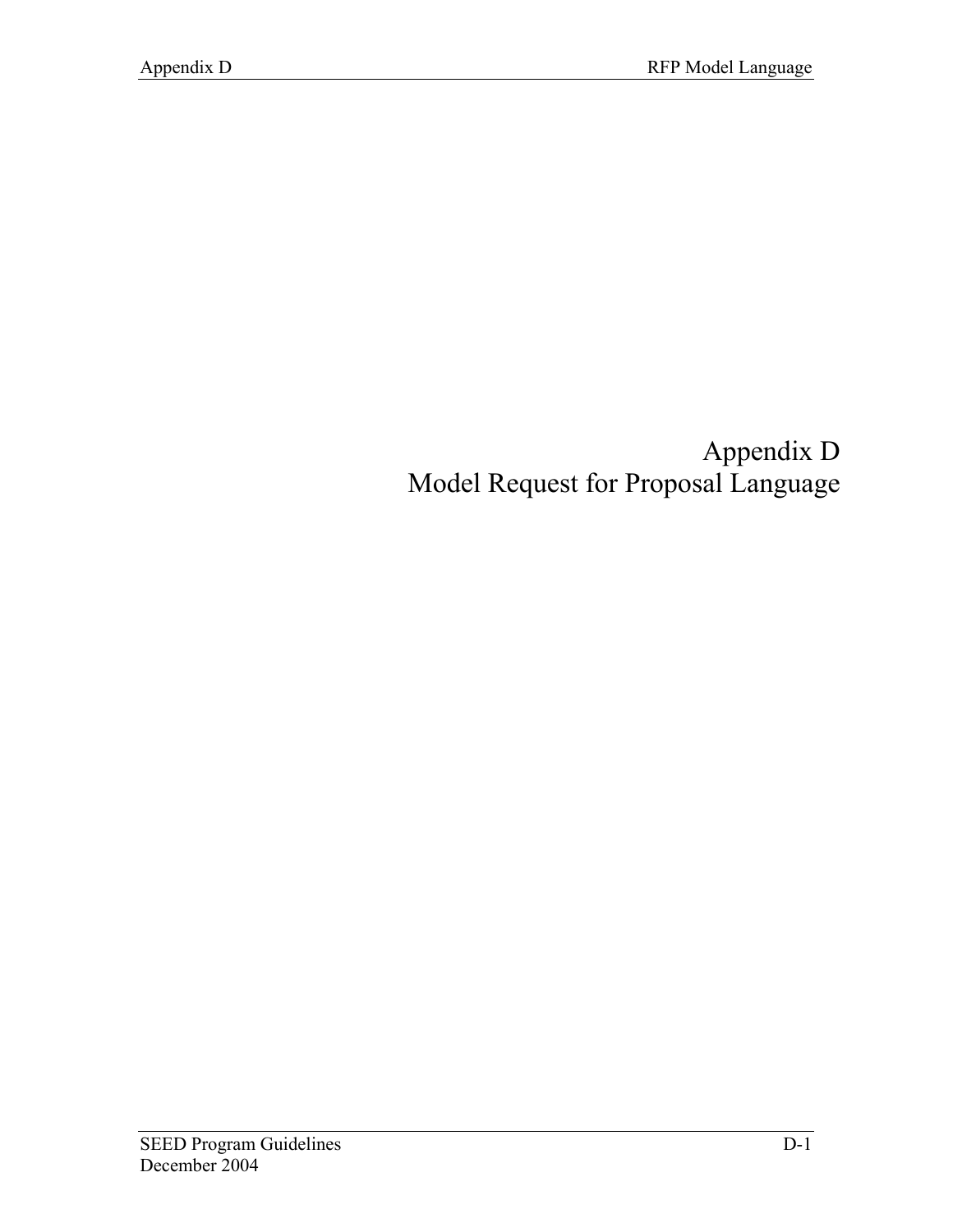# Appendix D
# Model Request for Proposal Language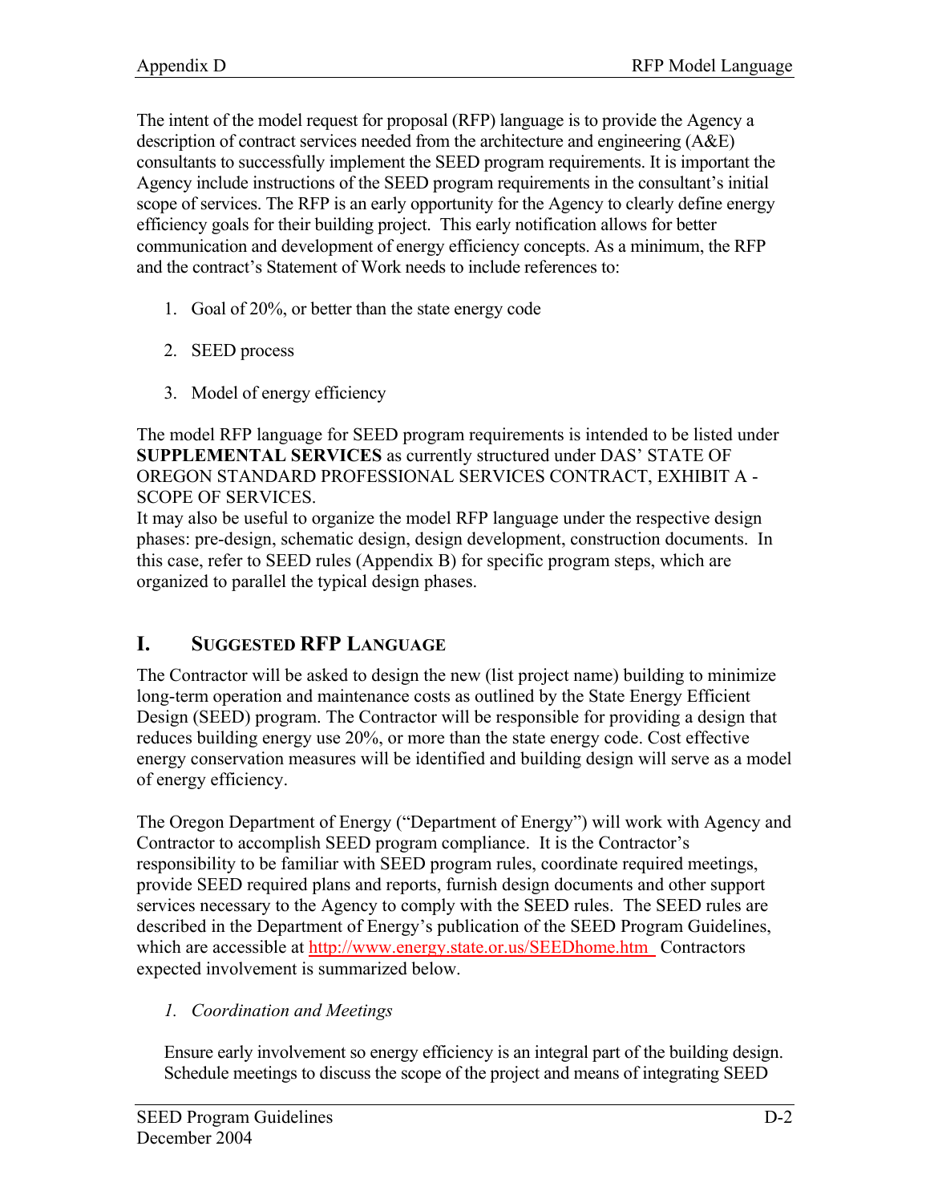The intent of the model request for proposal (RFP) language is to provide the Agency a description of contract services needed from the architecture and engineering (A&E) consultants to successfully implement the SEED program requirements. It is important the Agency include instructions of the SEED program requirements in the consultant's initial scope of services. The RFP is an early opportunity for the Agency to clearly define energy efficiency goals for their building project. This early notification allows for better communication and development of energy efficiency concepts. As a minimum, the RFP and the contract's Statement of Work needs to include references to:

1. Goal of 20%, or better than the state energy code
2. SEED process
3. Model of energy efficiency

The model RFP language for SEED program requirements is intended to be listed under **SUPPLEMENTAL SERVICES** as currently structured under DAS' STATE OF OREGON STANDARD PROFESSIONAL SERVICES CONTRACT, EXHIBIT A - SCOPE OF SERVICES.

It may also be useful to organize the model RFP language under the respective design phases: pre-design, schematic design, design development, construction documents. In this case, refer to SEED rules (Appendix B) for specific program steps, which are organized to parallel the typical design phases.

## I. Suggested RFP Language

The Contractor will be asked to design the new (list project name) building to minimize long-term operation and maintenance costs as outlined by the State Energy Efficient Design (SEED) program. The Contractor will be responsible for providing a design that reduces building energy use 20%, or more than the state energy code. Cost effective energy conservation measures will be identified and building design will serve as a model of energy efficiency.

The Oregon Department of Energy ("Department of Energy") will work with Agency and Contractor to accomplish SEED program compliance. It is the Contractor's responsibility to be familiar with SEED program rules, coordinate required meetings, provide SEED required plans and reports, furnish design documents and other support services necessary to the Agency to comply with the SEED rules. The SEED rules are described in the Department of Energy's publication of the SEED Program Guidelines, which are accessible at http://www.energy.state.or.us/SEEDhome.htm Contractors expected involvement is summarized below.

*1. Coordination and Meetings*

Ensure early involvement so energy efficiency is an integral part of the building design. Schedule meetings to discuss the scope of the project and means of integrating SEED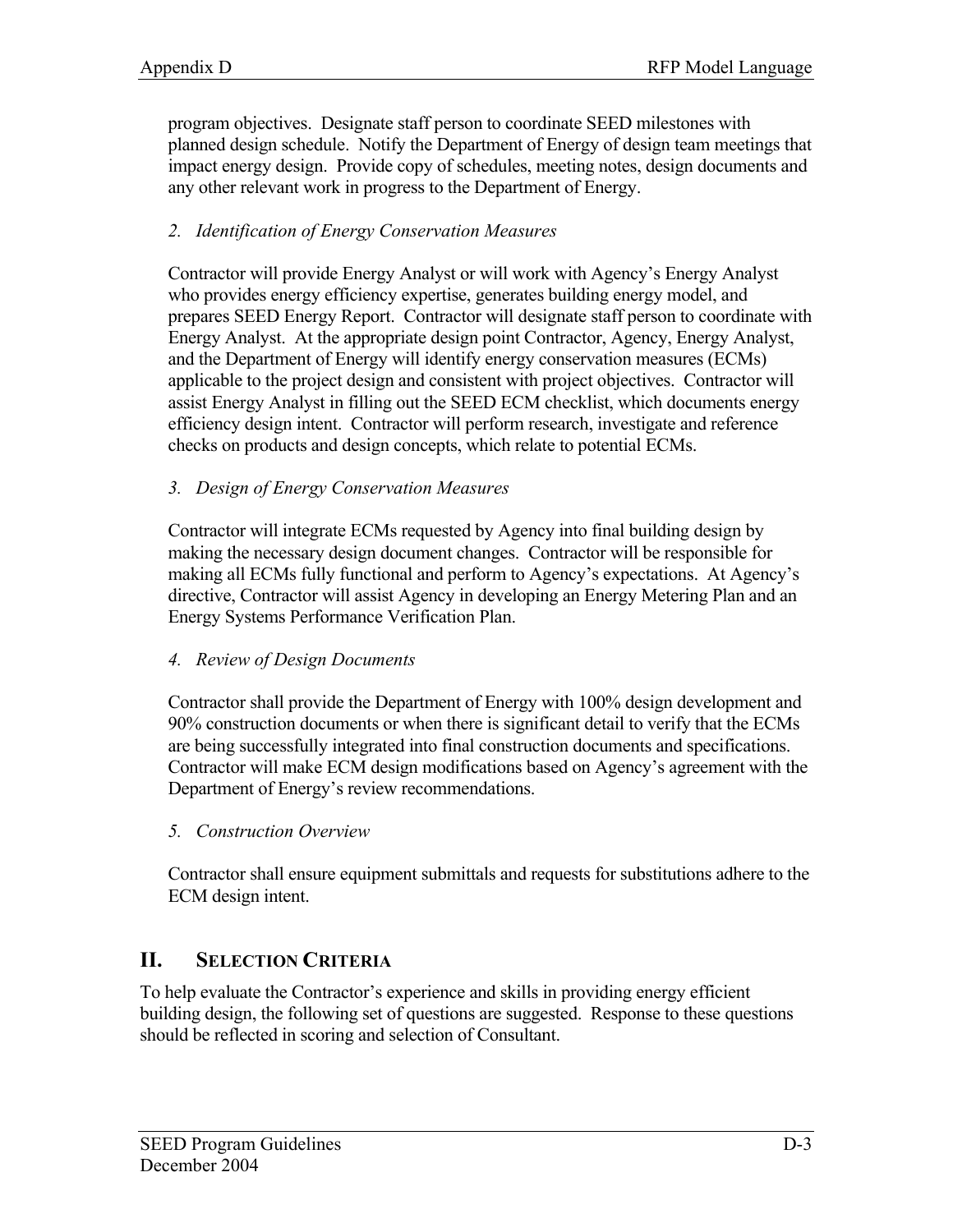program objectives. Designate staff person to coordinate SEED milestones with planned design schedule. Notify the Department of Energy of design team meetings that impact energy design. Provide copy of schedules, meeting notes, design documents and any other relevant work in progress to the Department of Energy.

*2. Identification of Energy Conservation Measures*

Contractor will provide Energy Analyst or will work with Agency's Energy Analyst who provides energy efficiency expertise, generates building energy model, and prepares SEED Energy Report. Contractor will designate staff person to coordinate with Energy Analyst. At the appropriate design point Contractor, Agency, Energy Analyst, and the Department of Energy will identify energy conservation measures (ECMs) applicable to the project design and consistent with project objectives. Contractor will assist Energy Analyst in filling out the SEED ECM checklist, which documents energy efficiency design intent. Contractor will perform research, investigate and reference checks on products and design concepts, which relate to potential ECMs.

*3. Design of Energy Conservation Measures*

Contractor will integrate ECMs requested by Agency into final building design by making the necessary design document changes. Contractor will be responsible for making all ECMs fully functional and perform to Agency's expectations. At Agency's directive, Contractor will assist Agency in developing an Energy Metering Plan and an Energy Systems Performance Verification Plan.

*4. Review of Design Documents*

Contractor shall provide the Department of Energy with 100% design development and 90% construction documents or when there is significant detail to verify that the ECMs are being successfully integrated into final construction documents and specifications. Contractor will make ECM design modifications based on Agency's agreement with the Department of Energy's review recommendations.

*5. Construction Overview*

Contractor shall ensure equipment submittals and requests for substitutions adhere to the ECM design intent.

## II. SELECTION CRITERIA

To help evaluate the Contractor's experience and skills in providing energy efficient building design, the following set of questions are suggested. Response to these questions should be reflected in scoring and selection of Consultant.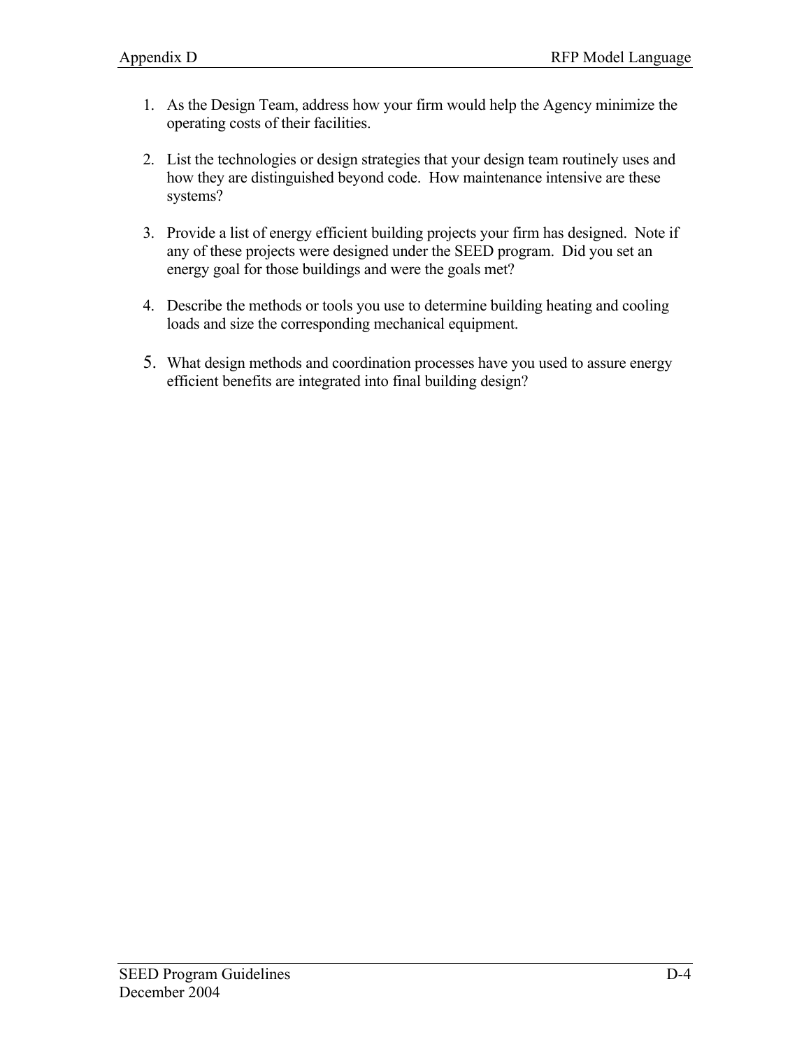1. As the Design Team, address how your firm would help the Agency minimize the operating costs of their facilities.

2. List the technologies or design strategies that your design team routinely uses and how they are distinguished beyond code. How maintenance intensive are these systems?

3. Provide a list of energy efficient building projects your firm has designed. Note if any of these projects were designed under the SEED program. Did you set an energy goal for those buildings and were the goals met?

4. Describe the methods or tools you use to determine building heating and cooling loads and size the corresponding mechanical equipment.

5. What design methods and coordination processes have you used to assure energy efficient benefits are integrated into final building design?